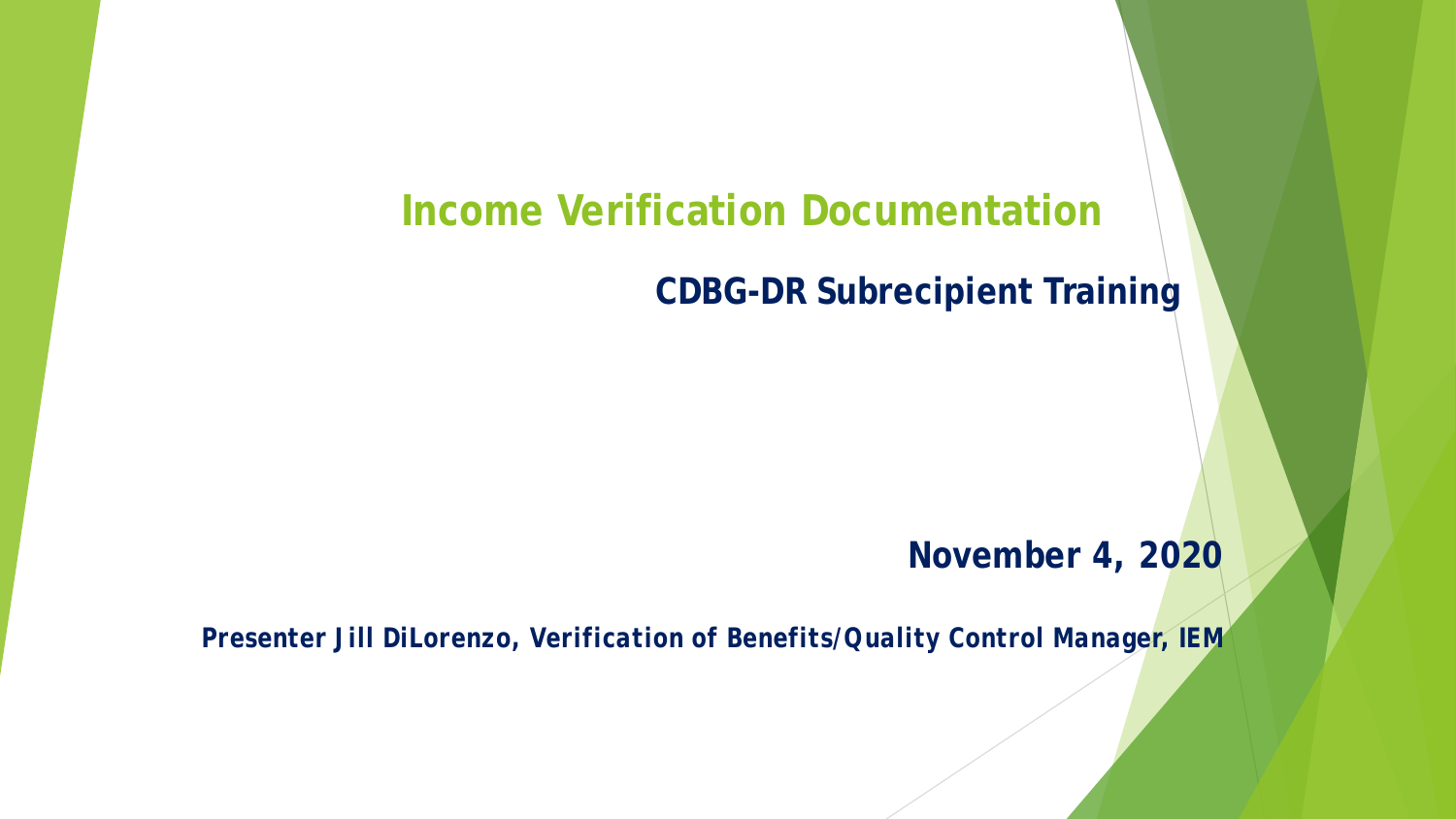# Income Verification Documentation

## CDBG-DR Subrecipient Training

**November 4, 2020**

***Presenter Jill DiLorenzo, Verification of Benefits/Quality Control Manager, IEM***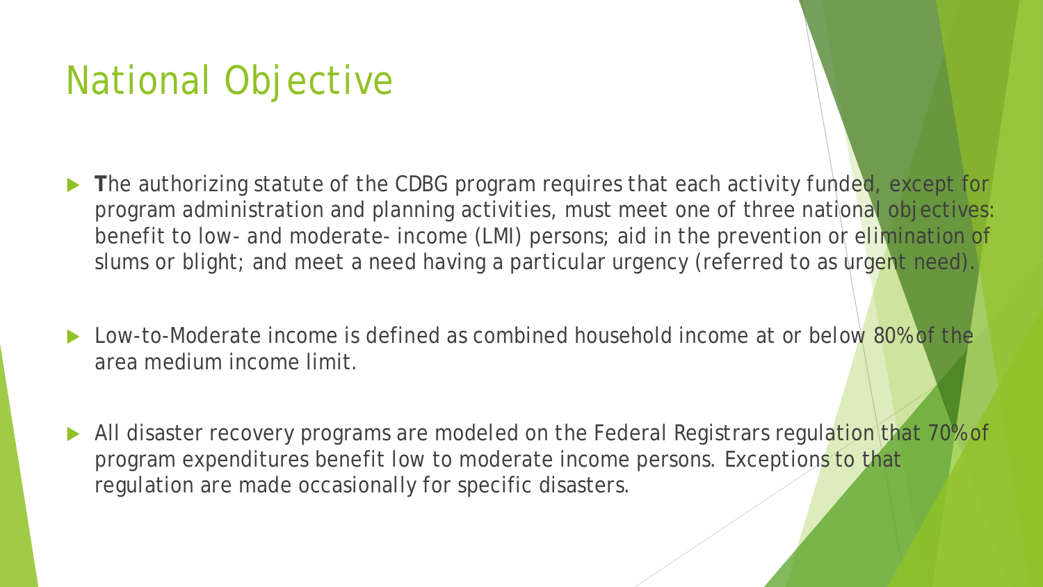# National Objective

- **T**he authorizing statute of the CDBG program requires that each activity funded, except for program administration and planning activities, must meet one of three national objectives: benefit to low- and moderate- income (LMI) persons; aid in the prevention or elimination of slums or blight; and meet a need having a particular urgency (referred to as urgent need).
- Low-to-Moderate income is defined as combined household income at or below 80% of the area medium income limit.
- All disaster recovery programs are modeled on the Federal Registrars regulation that 70% of program expenditures benefit low to moderate income persons. Exceptions to that regulation are made occasionally for specific disasters.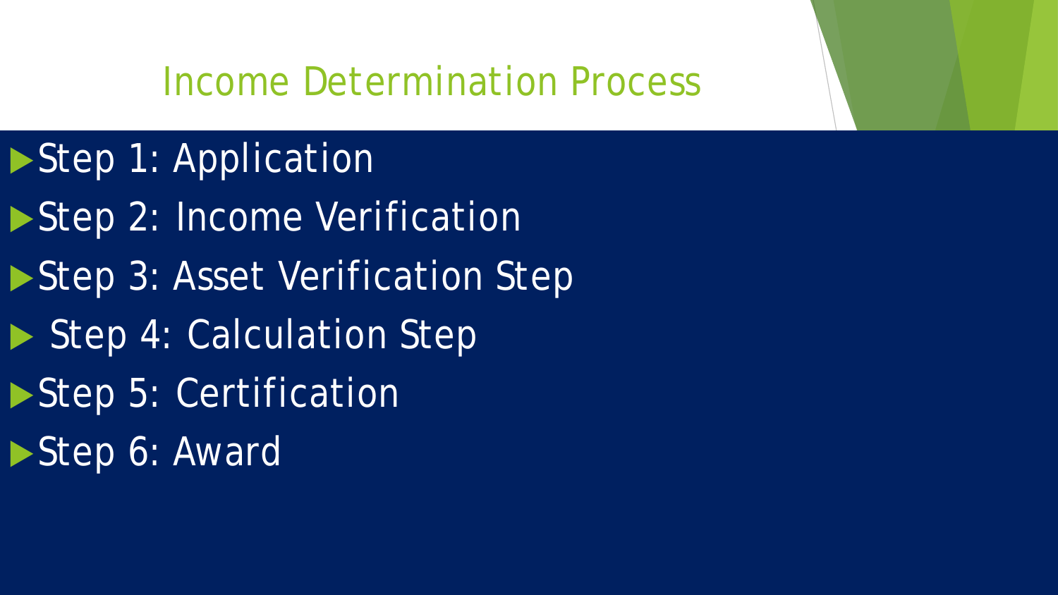# Income Determination Process

- Step 1: Application
- Step 2: Income Verification
- Step 3: Asset Verification Step
- Step 4: Calculation Step
- Step 5: Certification
- Step 6: Award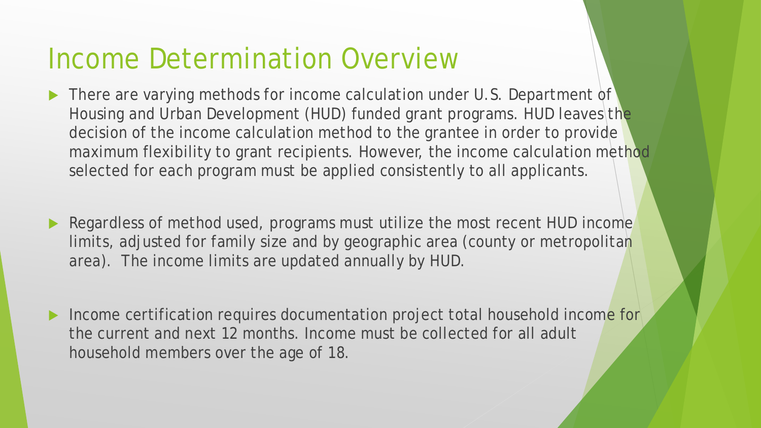# Income Determination Overview

- There are varying methods for income calculation under U.S. Department of Housing and Urban Development (HUD) funded grant programs. HUD leaves the decision of the income calculation method to the grantee in order to provide maximum flexibility to grant recipients. However, the income calculation method selected for each program must be applied consistently to all applicants.

- Regardless of method used, programs must utilize the most recent HUD income limits, adjusted for family size and by geographic area (county or metropolitan area). The income limits are updated annually by HUD.

- Income certification requires documentation project total household income for the current and next 12 months. Income must be collected for all adult household members over the age of 18.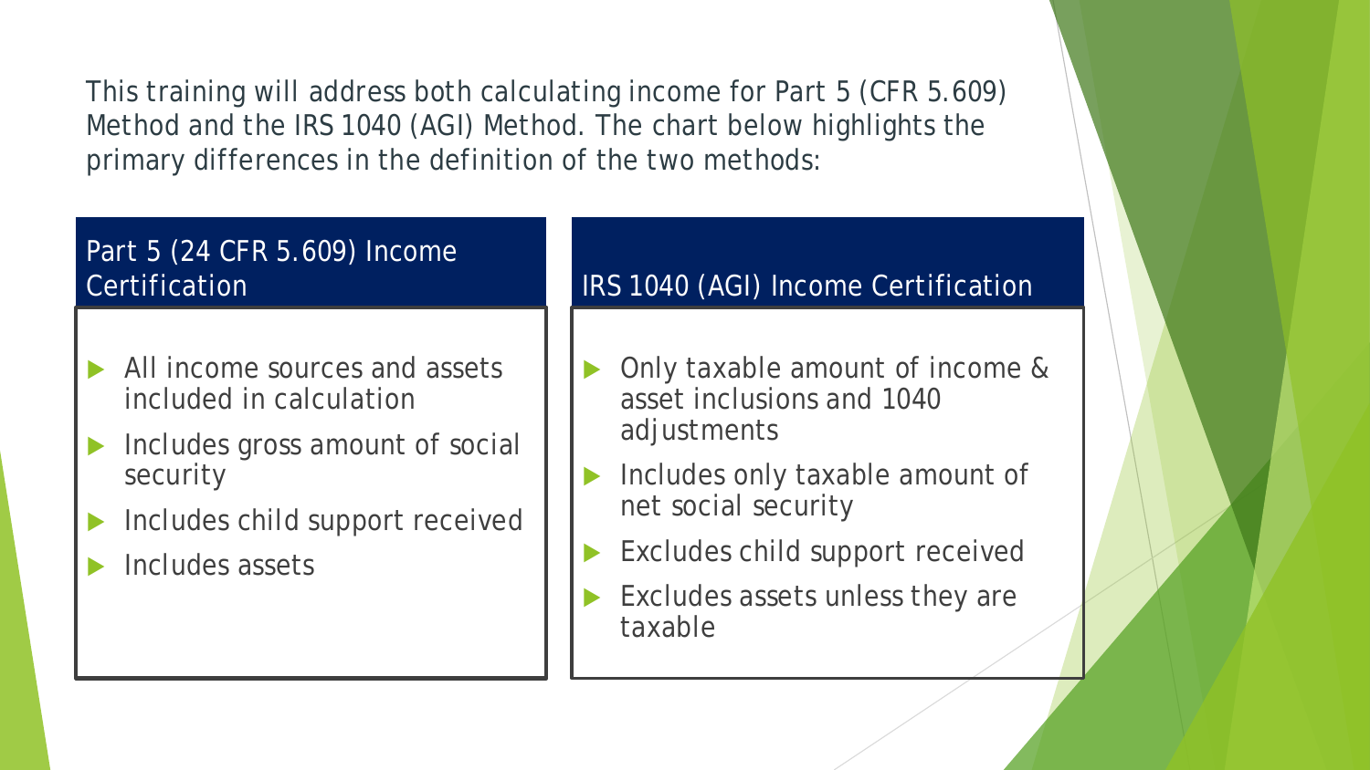This training will address both calculating income for Part 5 (CFR 5.609) Method and the IRS 1040 (AGI) Method. The chart below highlights the primary differences in the definition of the two methods:

| Part 5 (24 CFR 5.609) Income Certification | IRS 1040 (AGI) Income Certification |
| --- | --- |
| All income sources and assets included in calculation | Only taxable amount of income & asset inclusions and 1040 adjustments |
| Includes gross amount of social security | Includes only taxable amount of net social security |
| Includes child support received | Excludes child support received |
| Includes assets | Excludes assets unless they are taxable |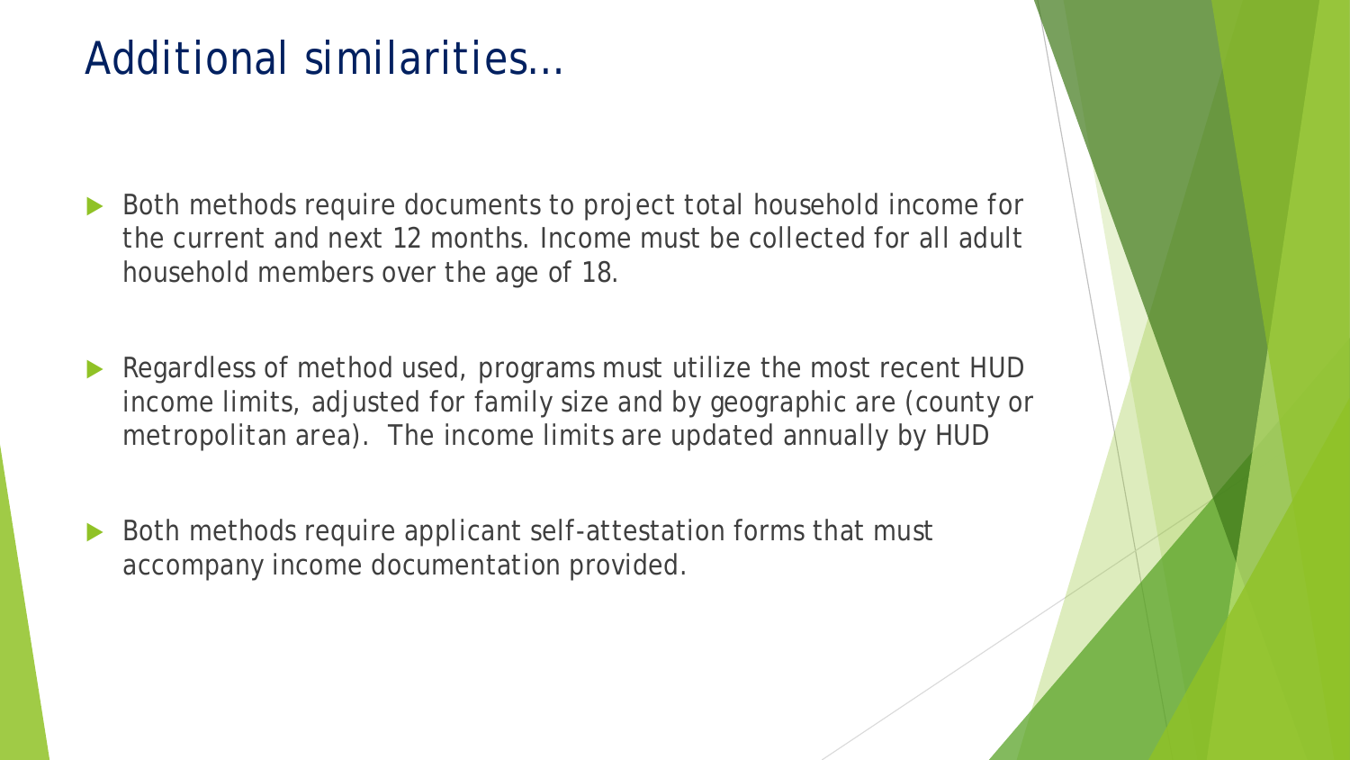# Additional similarities…

- Both methods require documents to project total household income for the current and next 12 months. Income must be collected for all adult household members over the age of 18.
- Regardless of method used, programs must utilize the most recent HUD income limits, adjusted for family size and by geographic are (county or metropolitan area). The income limits are updated annually by HUD
- Both methods require applicant self-attestation forms that must accompany income documentation provided.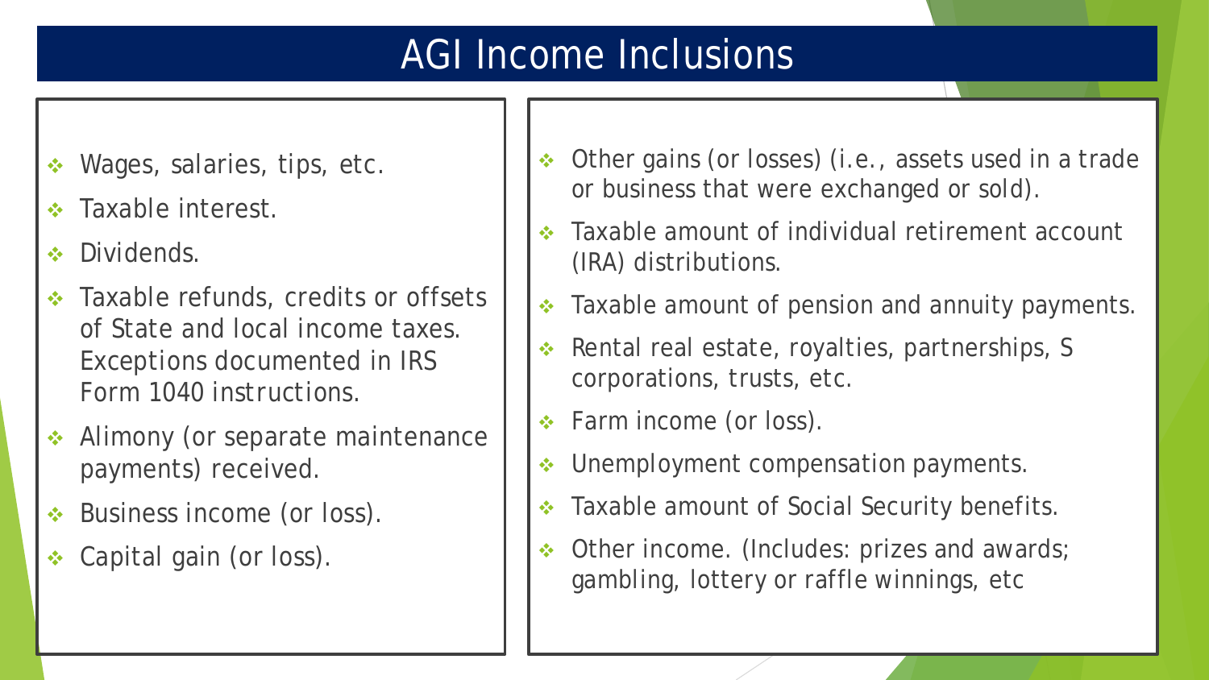# AGI Income Inclusions

- Wages, salaries, tips, etc.
- Taxable interest.
- Dividends.
- Taxable refunds, credits or offsets of State and local income taxes. Exceptions documented in IRS Form 1040 instructions.
- Alimony (or separate maintenance payments) received.
- Business income (or loss).
- Capital gain (or loss).
- Other gains (or losses) (i.e., assets used in a trade or business that were exchanged or sold).
- Taxable amount of individual retirement account (IRA) distributions.
- Taxable amount of pension and annuity payments.
- Rental real estate, royalties, partnerships, S corporations, trusts, etc.
- Farm income (or loss).
- Unemployment compensation payments.
- Taxable amount of Social Security benefits.
- Other income. (Includes: prizes and awards; gambling, lottery or raffle winnings, etc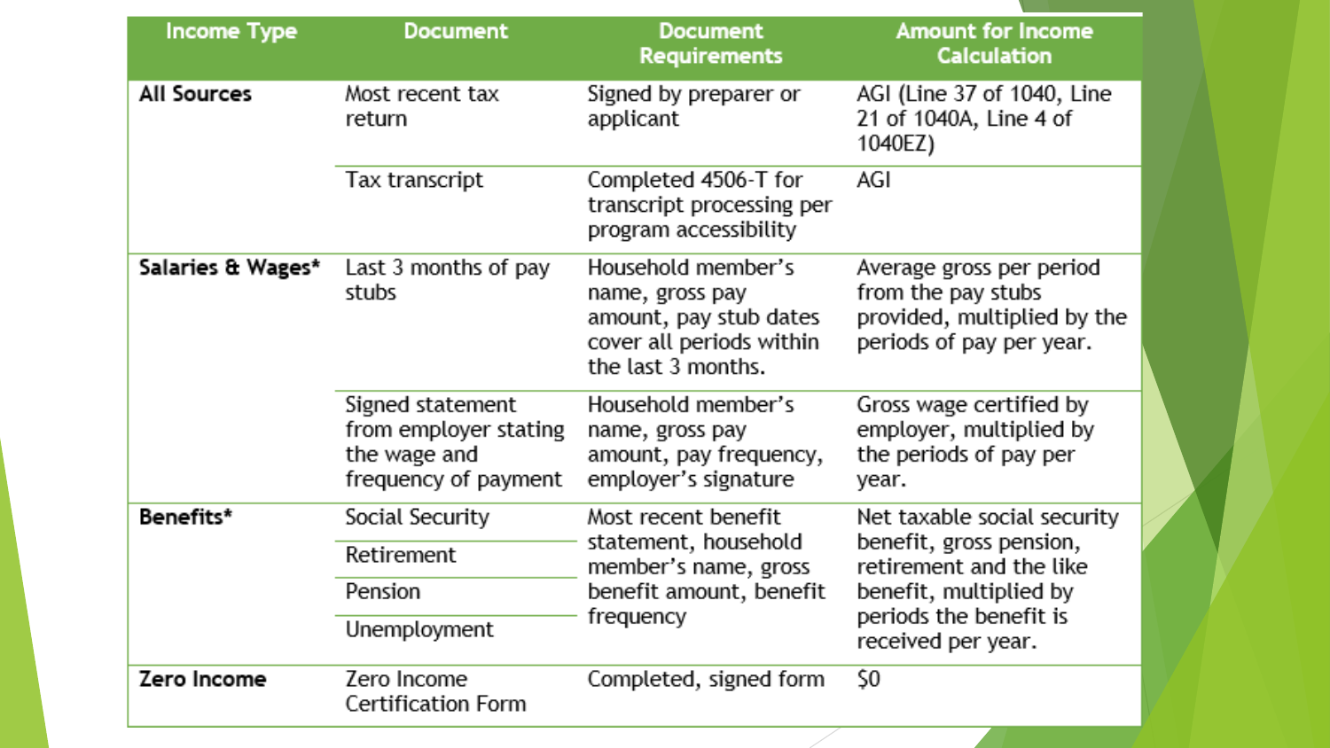| Income Type | Document | Document Requirements | Amount for Income Calculation |
| --- | --- | --- | --- |
| **All Sources** | Most recent tax return | Signed by preparer or applicant | AGI (Line 37 of 1040, Line 21 of 1040A, Line 4 of 1040EZ) |
| | Tax transcript | Completed 4506-T for transcript processing per program accessibility | AGI |
| **Salaries & Wages*** | Last 3 months of pay stubs | Household member's name, gross pay amount, pay stub dates cover all periods within the last 3 months. | Average gross per period from the pay stubs provided, multiplied by the periods of pay per year. |
| | Signed statement from employer stating the wage and frequency of payment | Household member's name, gross pay amount, pay frequency, employer's signature | Gross wage certified by employer, multiplied by the periods of pay per year. |
| **Benefits*** | Social Security | Most recent benefit statement, household member's name, gross benefit amount, benefit frequency | Net taxable social security benefit, gross pension, retirement and the like benefit, multiplied by periods the benefit is received per year. |
| | Retirement | | |
| | Pension | | |
| | Unemployment | | |
| **Zero Income** | Zero Income Certification Form | Completed, signed form | $0 |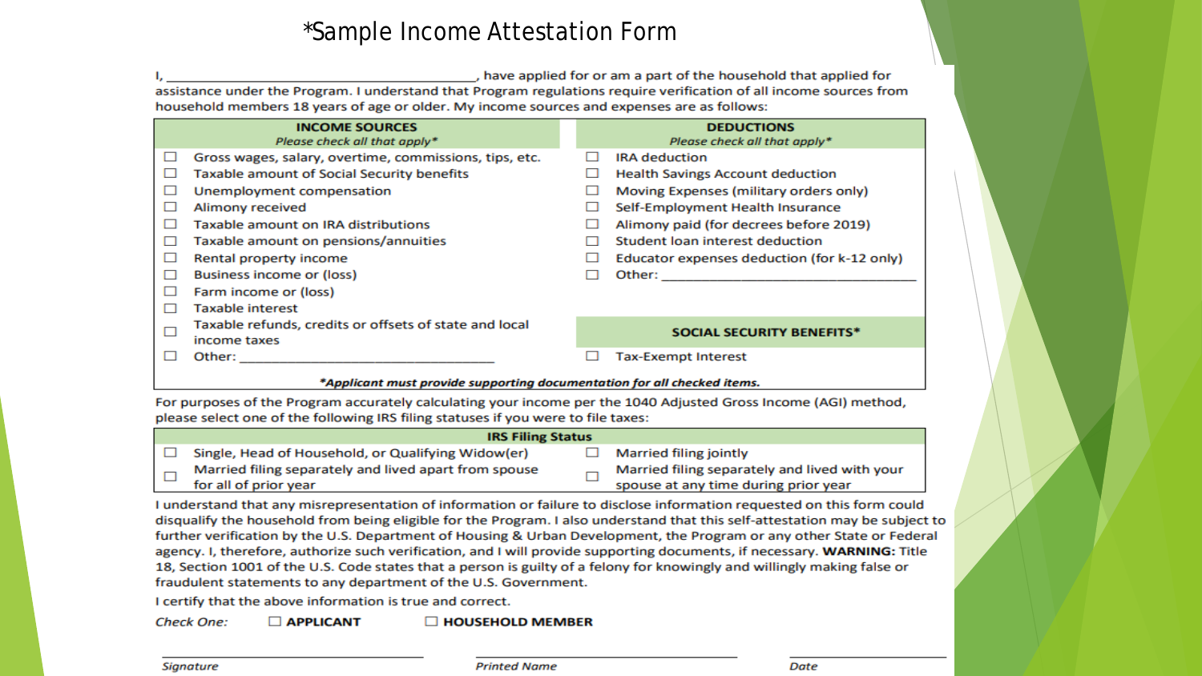# *Sample Income Attestation Form

I, ______________________________________, have applied for or am a part of the household that applied for assistance under the Program. I understand that Program regulations require verification of all income sources from household members 18 years of age or older. My income sources and expenses are as follows:

| INCOME SOURCES<br>*Please check all that apply** | DEDUCTIONS<br>*Please check all that apply** |
|---|---|
| ☐ Gross wages, salary, overtime, commissions, tips, etc. | ☐ IRA deduction |
| ☐ Taxable amount of Social Security benefits | ☐ Health Savings Account deduction |
| ☐ Unemployment compensation | ☐ Moving Expenses (military orders only) |
| ☐ Alimony received | ☐ Self-Employment Health Insurance |
| ☐ Taxable amount on IRA distributions | ☐ Alimony paid (for decrees before 2019) |
| ☐ Taxable amount on pensions/annuities | ☐ Student loan interest deduction |
| ☐ Rental property income | ☐ Educator expenses deduction (for k-12 only) |
| ☐ Business income or (loss) | ☐ Other: ______________________________ |
| ☐ Farm income or (loss) | |
| ☐ Taxable interest | |
| ☐ Taxable refunds, credits or offsets of state and local income taxes | **SOCIAL SECURITY BENEFITS*** |
| ☐ Other: ______________________________ | ☐ Tax-Exempt Interest |

***Applicant must provide supporting documentation for all checked items.***

For purposes of the Program accurately calculating your income per the 1040 Adjusted Gross Income (AGI) method, please select one of the following IRS filing statuses if you were to file taxes:

| IRS Filing Status | |
|---|---|
| ☐ Single, Head of Household, or Qualifying Widow(er) | ☐ Married filing jointly |
| ☐ Married filing separately and lived apart from spouse for all of prior year | ☐ Married filing separately and lived with your spouse at any time during prior year |

I understand that any misrepresentation of information or failure to disclose information requested on this form could disqualify the household from being eligible for the Program. I also understand that this self-attestation may be subject to further verification by the U.S. Department of Housing & Urban Development, the Program or any other State or Federal agency. I, therefore, authorize such verification, and I will provide supporting documents, if necessary. **WARNING:** Title 18, Section 1001 of the U.S. Code states that a person is guilty of a felony for knowingly and willingly making false or fraudulent statements to any department of the U.S. Government.

I certify that the above information is true and correct.

*Check One:* ☐ **APPLICANT** ☐ **HOUSEHOLD MEMBER**

______________________________ *Signature*

______________________________ *Printed Name*

______________________________ *Date*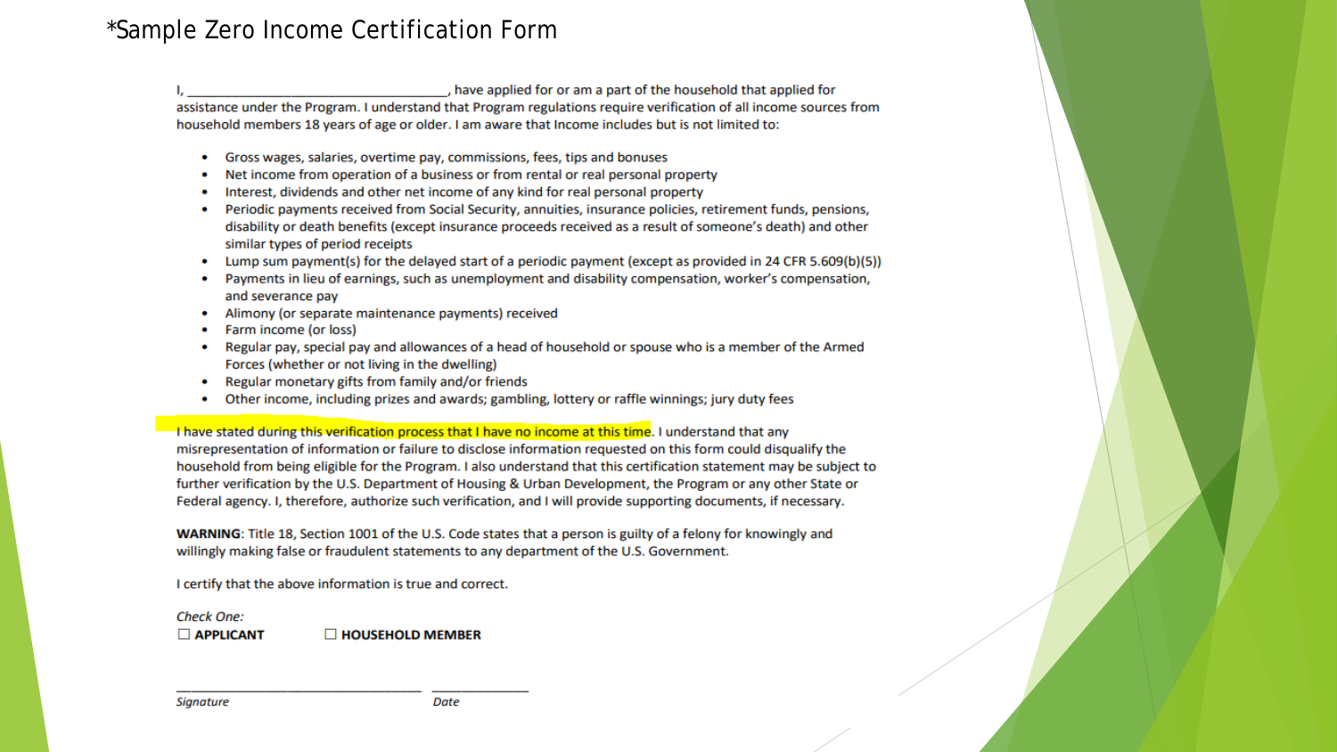# *Sample Zero Income Certification Form

I, ___________________________________, have applied for or am a part of the household that applied for assistance under the Program. I understand that Program regulations require verification of all income sources from household members 18 years of age or older. I am aware that Income includes but is not limited to:

- Gross wages, salaries, overtime pay, commissions, fees, tips and bonuses
- Net income from operation of a business or from rental or real personal property
- Interest, dividends and other net income of any kind for real personal property
- Periodic payments received from Social Security, annuities, insurance policies, retirement funds, pensions, disability or death benefits (except insurance proceeds received as a result of someone's death) and other similar types of period receipts
- Lump sum payment(s) for the delayed start of a periodic payment (except as provided in 24 CFR 5.609(b)(5))
- Payments in lieu of earnings, such as unemployment and disability compensation, worker's compensation, and severance pay
- Alimony (or separate maintenance payments) received
- Farm income (or loss)
- Regular pay, special pay and allowances of a head of household or spouse who is a member of the Armed Forces (whether or not living in the dwelling)
- Regular monetary gifts from family and/or friends
- Other income, including prizes and awards; gambling, lottery or raffle winnings; jury duty fees

I have stated during this verification process that I have no income at this time. I understand that any misrepresentation of information or failure to disclose information requested on this form could disqualify the household from being eligible for the Program. I also understand that this certification statement may be subject to further verification by the U.S. Department of Housing & Urban Development, the Program or any other State or Federal agency. I, therefore, authorize such verification, and I will provide supporting documents, if necessary.

**WARNING**: Title 18, Section 1001 of the U.S. Code states that a person is guilty of a felony for knowingly and willingly making false or fraudulent statements to any department of the U.S. Government.

I certify that the above information is true and correct.

*Check One:*

☐ **APPLICANT** ☐ **HOUSEHOLD MEMBER**

___________________________________ _______________

*Signature* *Date*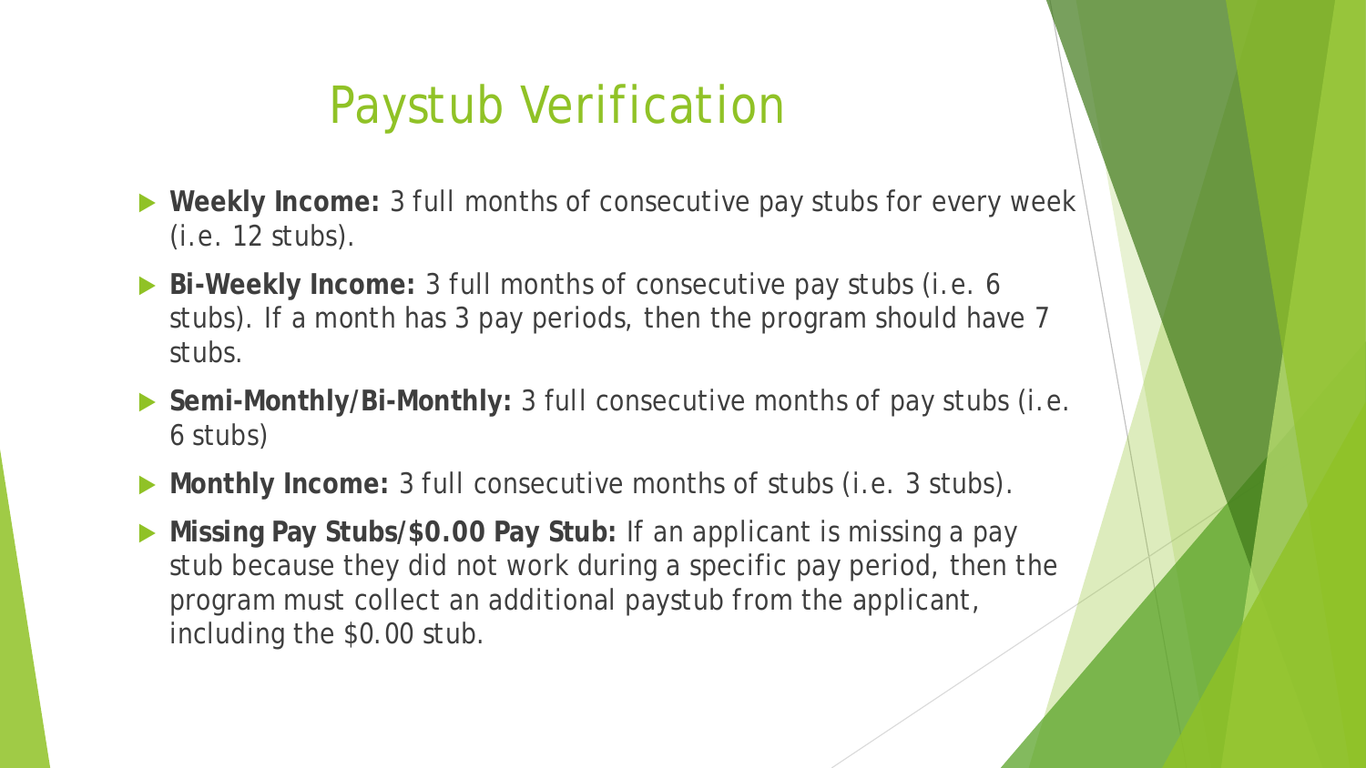# Paystub Verification

- **Weekly Income:** 3 full months of consecutive pay stubs for every week (i.e. 12 stubs).
- **Bi-Weekly Income:** 3 full months of consecutive pay stubs (i.e. 6 stubs). If a month has 3 pay periods, then the program should have 7 stubs.
- **Semi-Monthly/Bi-Monthly:** 3 full consecutive months of pay stubs (i.e. 6 stubs)
- **Monthly Income:** 3 full consecutive months of stubs (i.e. 3 stubs).
- **Missing Pay Stubs/$0.00 Pay Stub:** If an applicant is missing a pay stub because they did not work during a specific pay period, then the program must collect an additional paystub from the applicant, including the $0.00 stub.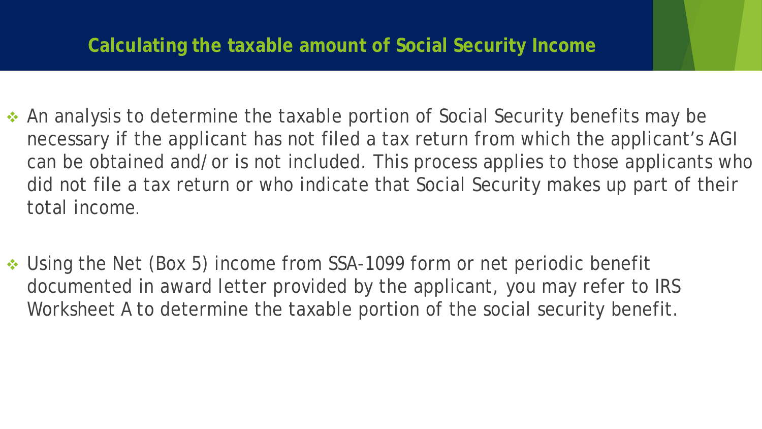# Calculating the taxable amount of Social Security Income

- An analysis to determine the taxable portion of Social Security benefits may be necessary if the applicant has not filed a tax return from which the applicant's AGI can be obtained and/or is not included. This process applies to those applicants who did not file a tax return or who indicate that Social Security makes up part of their total income.

- Using the Net (Box 5) income from SSA-1099 form or net periodic benefit documented in award letter provided by the applicant, you may refer to IRS Worksheet A to determine the taxable portion of the social security benefit.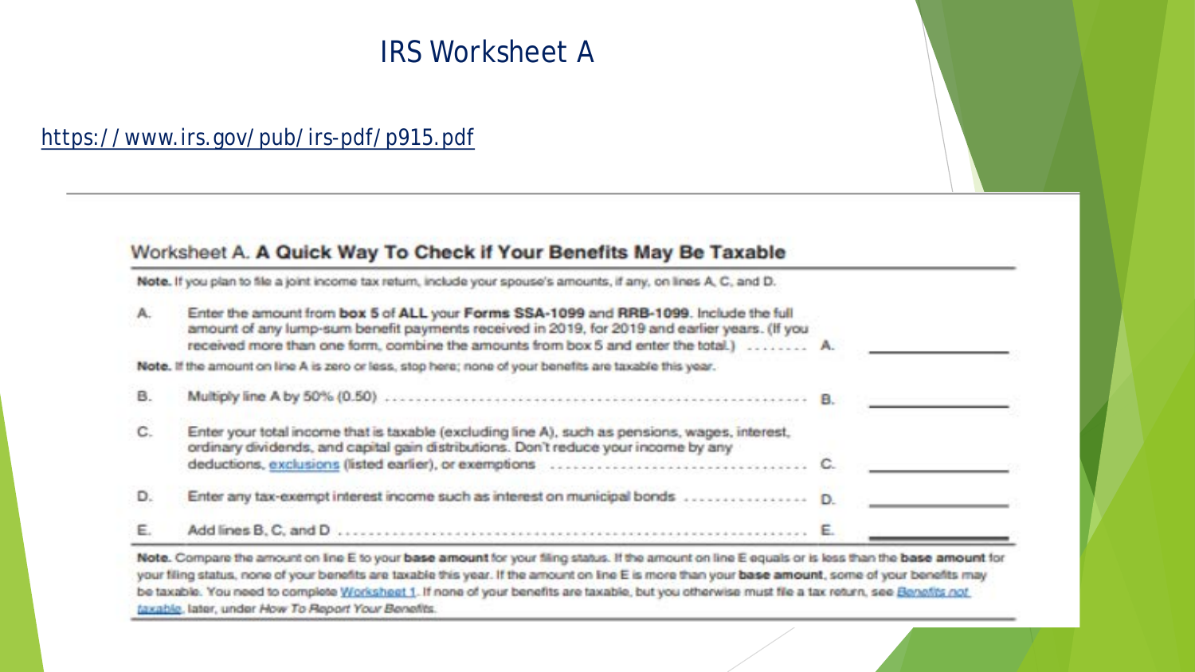# IRS Worksheet A

https://www.irs.gov/pub/irs-pdf/p915.pdf

## Worksheet A. **A Quick Way To Check if Your Benefits May Be Taxable**

**Note.** If you plan to file a joint income tax return, include your spouse's amounts, if any, on lines A, C, and D.

| | | | |
|---|---|---|---|
| A. | Enter the amount from **box 5** of **ALL** your **Forms SSA-1099** and **RRB-1099**. Include the full amount of any lump-sum benefit payments received in 2019, for 2019 and earlier years. (If you received more than one form, combine the amounts from box 5 and enter the total.) ......... | A. | ________ |

**Note.** If the amount on line A is zero or less, stop here; none of your benefits are taxable this year.

| | | | |
|---|---|---|---|
| B. | Multiply line A by 50% (0.50) ........................................................ | B. | ________ |
| C. | Enter your total income that is taxable (excluding line A), such as pensions, wages, interest, ordinary dividends, and capital gain distributions. Don't reduce your income by any deductions, exclusions (listed earlier), or exemptions .................................... | C. | ________ |
| D. | Enter any tax-exempt interest income such as interest on municipal bonds .................. | D. | ________ |
| E. | Add lines B, C, and D ........................................................ | E. | ________ |

**Note.** Compare the amount on line E to your **base amount** for your filing status. If the amount on line E equals or is less than the **base amount** for your filing status, none of your benefits are taxable this year. If the amount on line E is more than your **base amount**, some of your benefits may be taxable. You need to complete Worksheet 1. If none of your benefits are taxable, but you otherwise must file a tax return, see Benefits not taxable, later, under *How To Report Your Benefits*.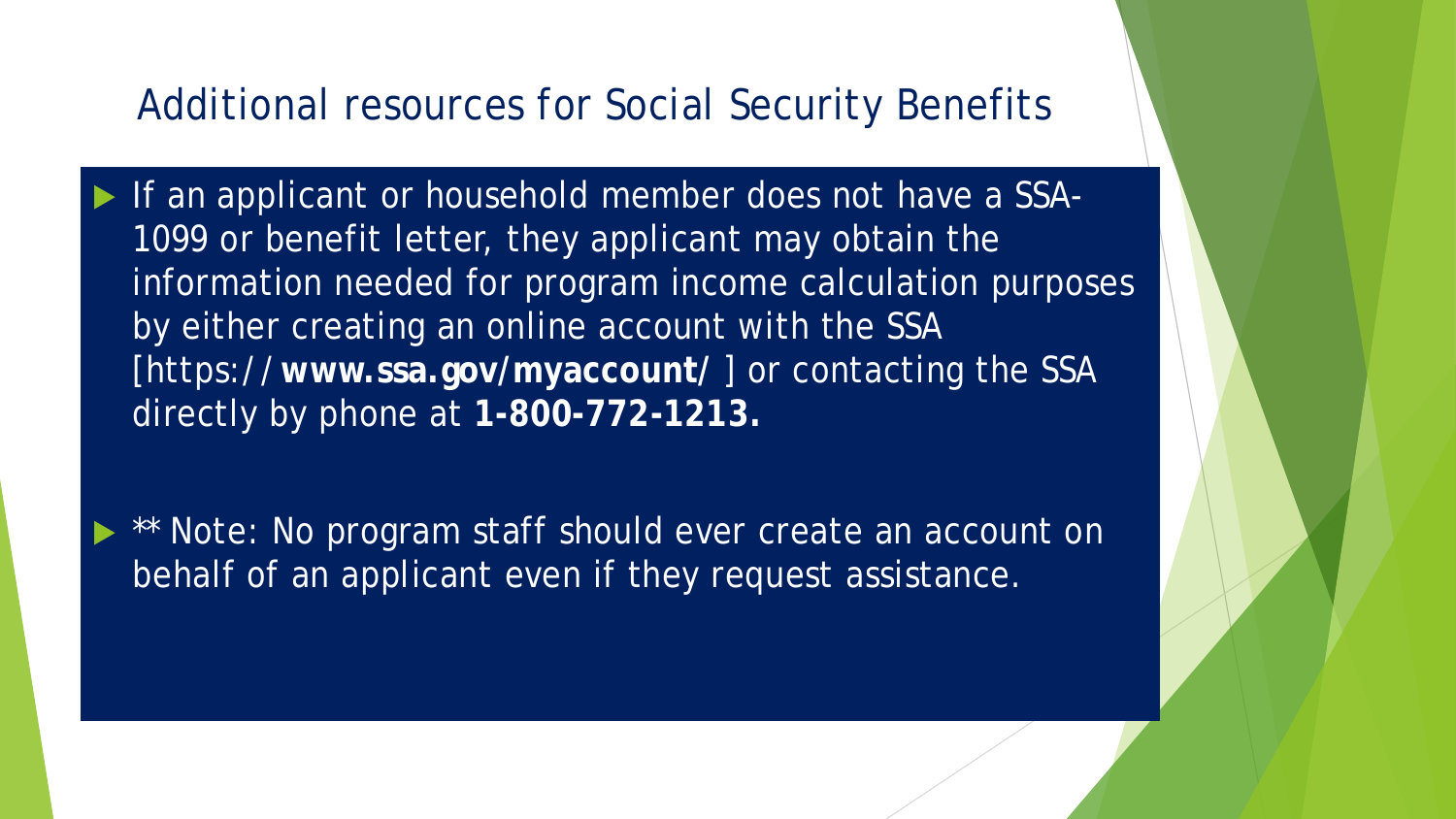# Additional resources for Social Security Benefits

- If an applicant or household member does not have a SSA-1099 or benefit letter, they applicant may obtain the information needed for program income calculation purposes by either creating an online account with the SSA [https:// **www.ssa.gov/myaccount/** ] or contacting the SSA directly by phone at **1-800-772-1213.**

- ** Note: No program staff should ever create an account on behalf of an applicant even if they request assistance.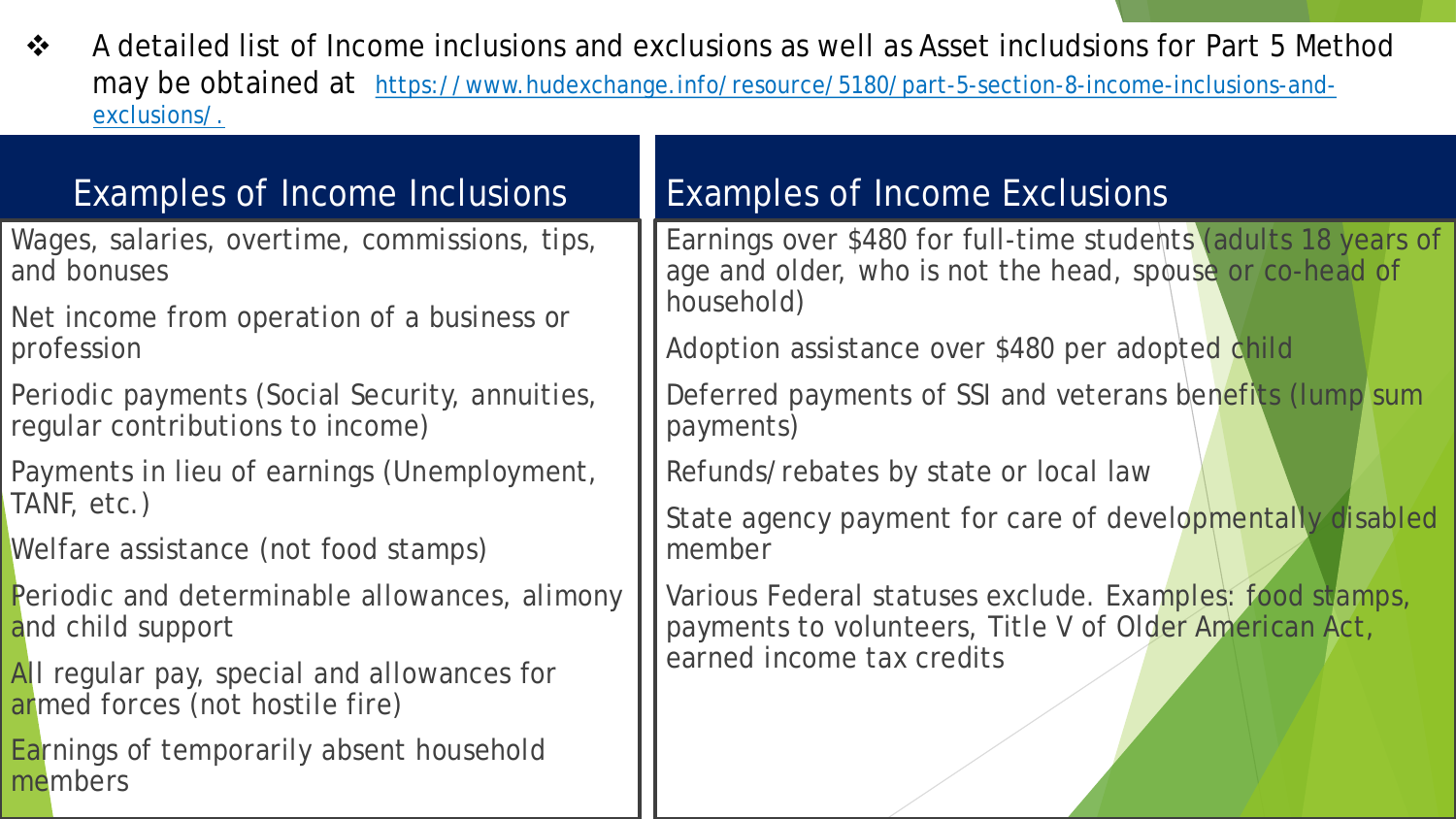- A detailed list of Income inclusions and exclusions as well as Asset includsions for Part 5 Method may be obtained at https://www.hudexchange.info/resource/5180/part-5-section-8-income-inclusions-and-exclusions/.

| Examples of Income Inclusions | Examples of Income Exclusions |
| --- | --- |
| Wages, salaries, overtime, commissions, tips, and bonuses | Earnings over $480 for full-time students (adults 18 years of age and older, who is not the head, spouse or co-head of household) |
| Net income from operation of a business or profession | Adoption assistance over $480 per adopted child |
| Periodic payments (Social Security, annuities, regular contributions to income) | Deferred payments of SSI and veterans benefits (lump sum payments) |
| Payments in lieu of earnings (Unemployment, TANF, etc.) | Refunds/rebates by state or local law |
| Welfare assistance (not food stamps) | State agency payment for care of developmentally disabled member |
| Periodic and determinable allowances, alimony and child support | Various Federal statuses exclude. Examples: food stamps, payments to volunteers, Title V of Older American Act, earned income tax credits |
| All regular pay, special and allowances for armed forces (not hostile fire) | |
| Earnings of temporarily absent household members | |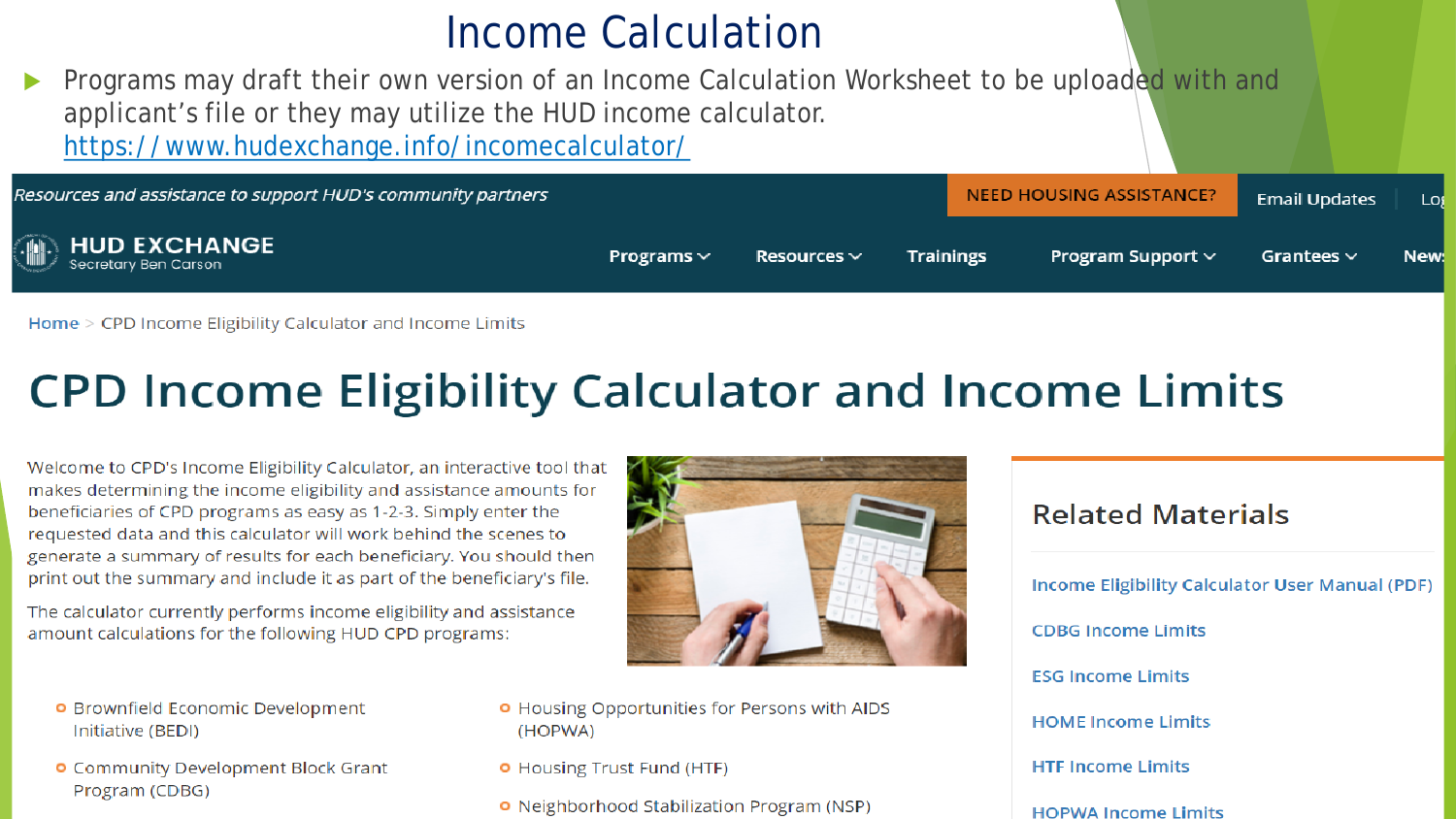# Income Calculation

- Programs may draft their own version of an Income Calculation Worksheet to be uploaded with and applicant's file or they may utilize the HUD income calculator. https://www.hudexchange.info/incomecalculator/

*Resources and assistance to support HUD's community partners*

NEED HOUSING ASSISTANCE? | Email Updates | Log

**HUD EXCHANGE**
Secretary Ben Carson

Programs | Resources | Trainings | Program Support | Grantees | News

Home > CPD Income Eligibility Calculator and Income Limits

## CPD Income Eligibility Calculator and Income Limits

Welcome to CPD's Income Eligibility Calculator, an interactive tool that makes determining the income eligibility and assistance amounts for beneficiaries of CPD programs as easy as 1-2-3. Simply enter the requested data and this calculator will work behind the scenes to generate a summary of results for each beneficiary. You should then print out the summary and include it as part of the beneficiary's file.

The calculator currently performs income eligibility and assistance amount calculations for the following HUD CPD programs:

- Brownfield Economic Development Initiative (BEDI)
- Community Development Block Grant Program (CDBG)
- Housing Opportunities for Persons with AIDS (HOPWA)
- Housing Trust Fund (HTF)
- Neighborhood Stabilization Program (NSP)

### Related Materials

- Income Eligibility Calculator User Manual (PDF)
- CDBG Income Limits
- ESG Income Limits
- HOME Income Limits
- HTF Income Limits
- HOPWA Income Limits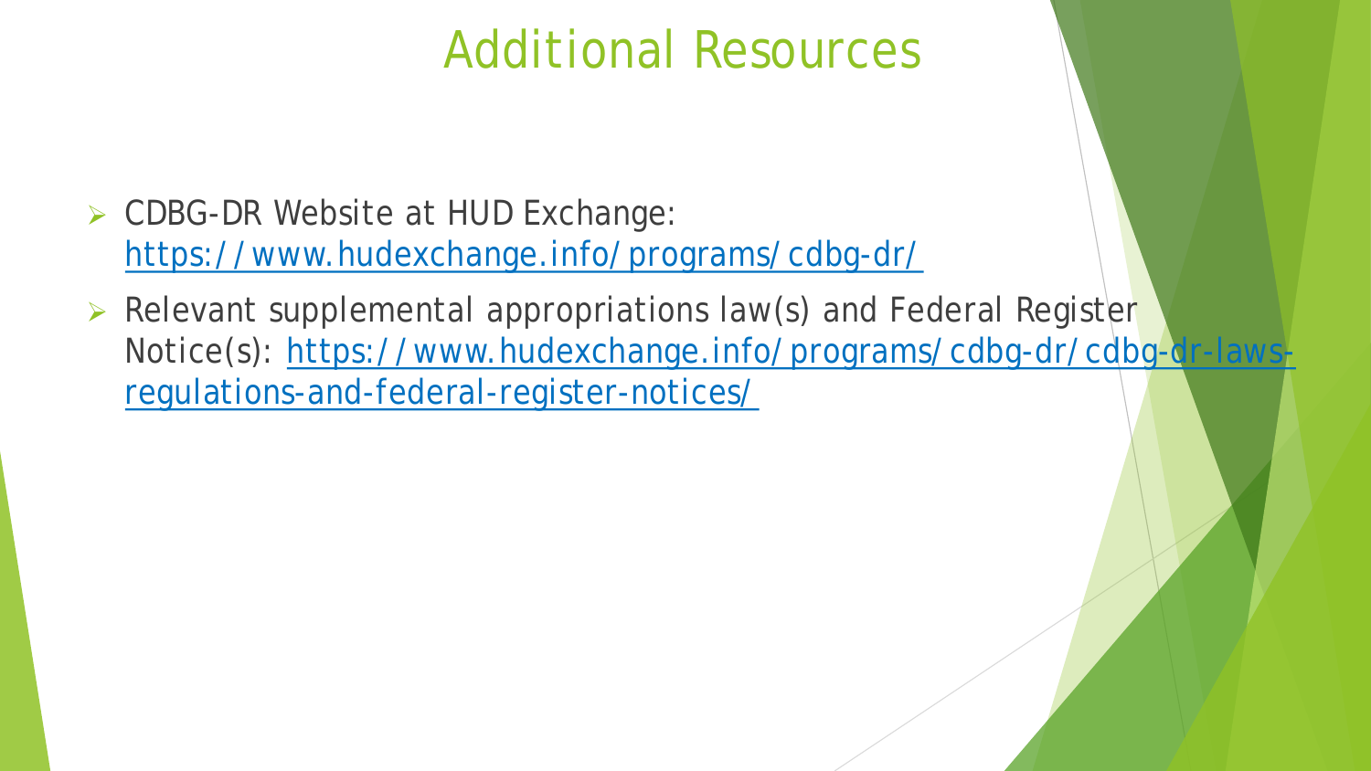# Additional Resources

- CDBG-DR Website at HUD Exchange: https://www.hudexchange.info/programs/cdbg-dr/
- Relevant supplemental appropriations law(s) and Federal Register Notice(s): https://www.hudexchange.info/programs/cdbg-dr/cdbg-dr-laws-regulations-and-federal-register-notices/